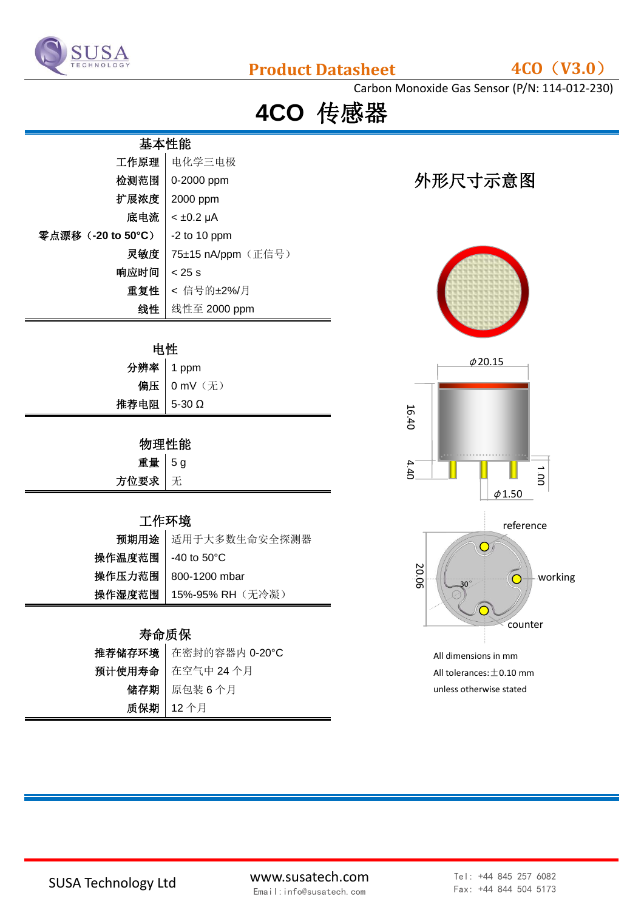# Product Datasheet

**4CO（V3.0）**

Carbon Monoxide Gas Sensor (P/N: 114-012-230)

# 4CO 传感器

## 基本性能

| 参数 | 值 |
|---|---|
| 工作原理 | 电化学三电极 |
| 检测范围 | 0-2000 ppm |
| 扩展浓度 | 2000 ppm |
| 底电流 | < ±0.2 μA |
| 零点漂移（-20 to 50°C） | -2 to 10 ppm |
| 灵敏度 | 75±15 nA/ppm（正信号） |
| 响应时间 | < 25 s |
| 重复性 | < 信号的±2%/月 |
| 线性 | 线性至 2000 ppm |

## 电性

| 参数 | 值 |
|---|---|
| 分辨率 | 1 ppm |
| 偏压 | 0 mV（无） |
| 推荐电阻 | 5-30 Ω |

## 物理性能

| 参数 | 值 |
|---|---|
| 重量 | 5 g |
| 方位要求 | 无 |

## 工作环境

| 参数 | 值 |
|---|---|
| 预期用途 | 适用于大多数生命安全探测器 |
| 操作温度范围 | -40 to 50°C |
| 操作压力范围 | 800-1200 mbar |
| 操作湿度范围 | 15%-95% RH（无冷凝） |

## 寿命质保

| 参数 | 值 |
|---|---|
| 推荐储存环境 | 在密封的容器内 0-20°C |
| 预计使用寿命 | 在空气中 24 个月 |
| 储存期 | 原包装 6 个月 |
| 质保期 | 12 个月 |

## 外形尺寸示意图

ϕ20.15　16.40　4.40　1.00　ϕ1.50　20.06　30°　reference　working　counter

All dimensions in mm

All tolerances: ±0.10 mm

unless otherwise stated

SUSA Technology Ltd　www.susatech.com　Email: info@susatech.com　Tel: +44 845 257 6082　Fax: +44 844 504 5173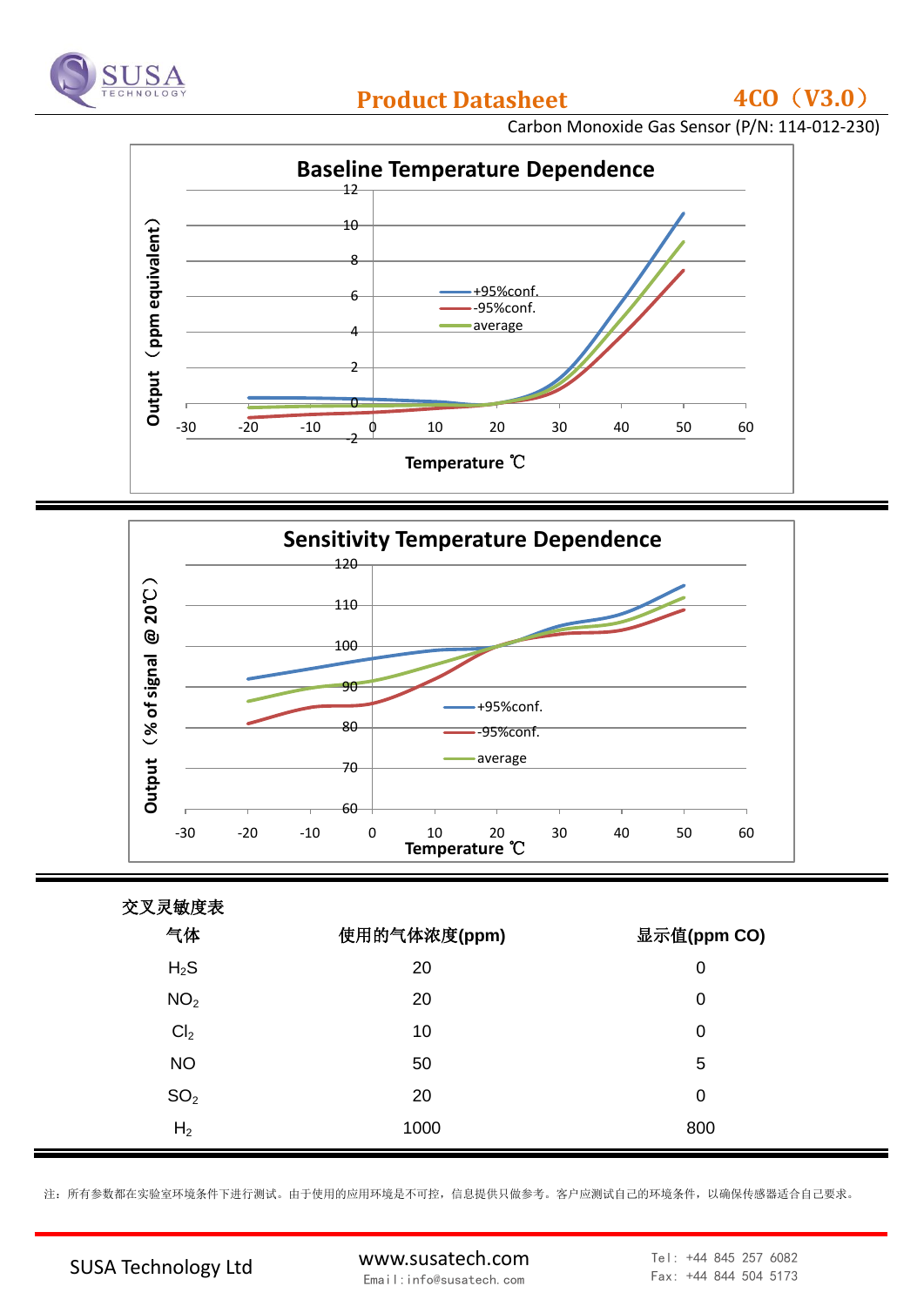Carbon Monoxide Gas Sensor (P/N: 114-012-230)

**Baseline Temperature Dependence**

Output （ppm equivalent）

12
10
8
6
4
2
0
-2

-30 -20 -10 0 10 20 30 40 50 60

Temperature ℃

+95%conf.
-95%conf.
average

**Sensitivity Temperature Dependence**

Output （% of signal @ 20℃）

120
110
100
90
80
70
60

-30 -20 -10 0 10 20 30 40 50 60

Temperature ℃

+95%conf.
-95%conf.
average

**交叉灵敏度表**

| 气体 | 使用的气体浓度(ppm) | 显示值(ppm CO) |
|---|---|---|
| $H_2S$ | 20 | 0 |
| $NO_2$ | 20 | 0 |
| $Cl_2$ | 10 | 0 |
| NO | 50 | 5 |
| $SO_2$ | 20 | 0 |
| $H_2$ | 1000 | 800 |

注：所有参数都在实验室环境条件下进行测试。由于使用的应用环境是不可控，信息提供只做参考。客户应测试自己的环境条件，以确保传感器适合自己要求。

SUSA Technology Ltd

www.susatech.com
Email:info@susatech.com

Tel: +44 845 257 6082
Fax: +44 844 504 5173